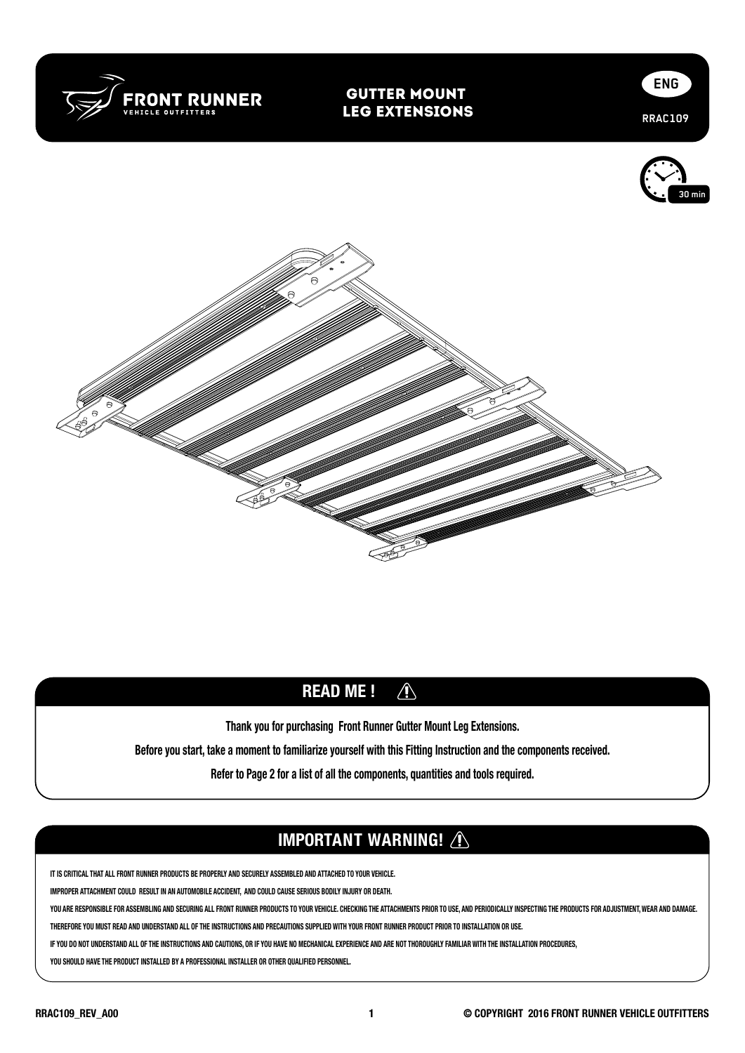FRONT RUNNER
VEHICLE OUTFITTERS

# GUTTER MOUNT LEG EXTENSIONS

ENG

RRAC109

30 min

## READ ME !

Thank you for purchasing Front Runner Gutter Mount Leg Extensions.

Before you start, take a moment to familiarize yourself with this Fitting Instruction and the components received.

Refer to Page 2 for a list of all the components, quantities and tools required.

## IMPORTANT WARNING!

IT IS CRITICAL THAT ALL FRONT RUNNER PRODUCTS BE PROPERLY AND SECURELY ASSEMBLED AND ATTACHED TO YOUR VEHICLE.

IMPROPER ATTACHMENT COULD RESULT IN AN AUTOMOBILE ACCIDENT, AND COULD CAUSE SERIOUS BODILY INJURY OR DEATH.

YOU ARE RESPONSIBLE FOR ASSEMBLING AND SECURING ALL FRONT RUNNER PRODUCTS TO YOUR VEHICLE. CHECKING THE ATTACHMENTS PRIOR TO USE, AND PERIODICALLY INSPECTING THE PRODUCTS FOR ADJUSTMENT, WEAR AND DAMAGE.

THEREFORE YOU MUST READ AND UNDERSTAND ALL OF THE INSTRUCTIONS AND PRECAUTIONS SUPPLIED WITH YOUR FRONT RUNNER PRODUCT PRIOR TO INSTALLATION OR USE.

IF YOU DO NOT UNDERSTAND ALL OF THE INSTRUCTIONS AND CAUTIONS, OR IF YOU HAVE NO MECHANICAL EXPERIENCE AND ARE NOT THOROUGHLY FAMILIAR WITH THE INSTALLATION PROCEDURES,

YOU SHOULD HAVE THE PRODUCT INSTALLED BY A PROFESSIONAL INSTALLER OR OTHER QUALIFIED PERSONNEL.

RRAC109_REV_A00

© COPYRIGHT 2016 FRONT RUNNER VEHICLE OUTFITTERS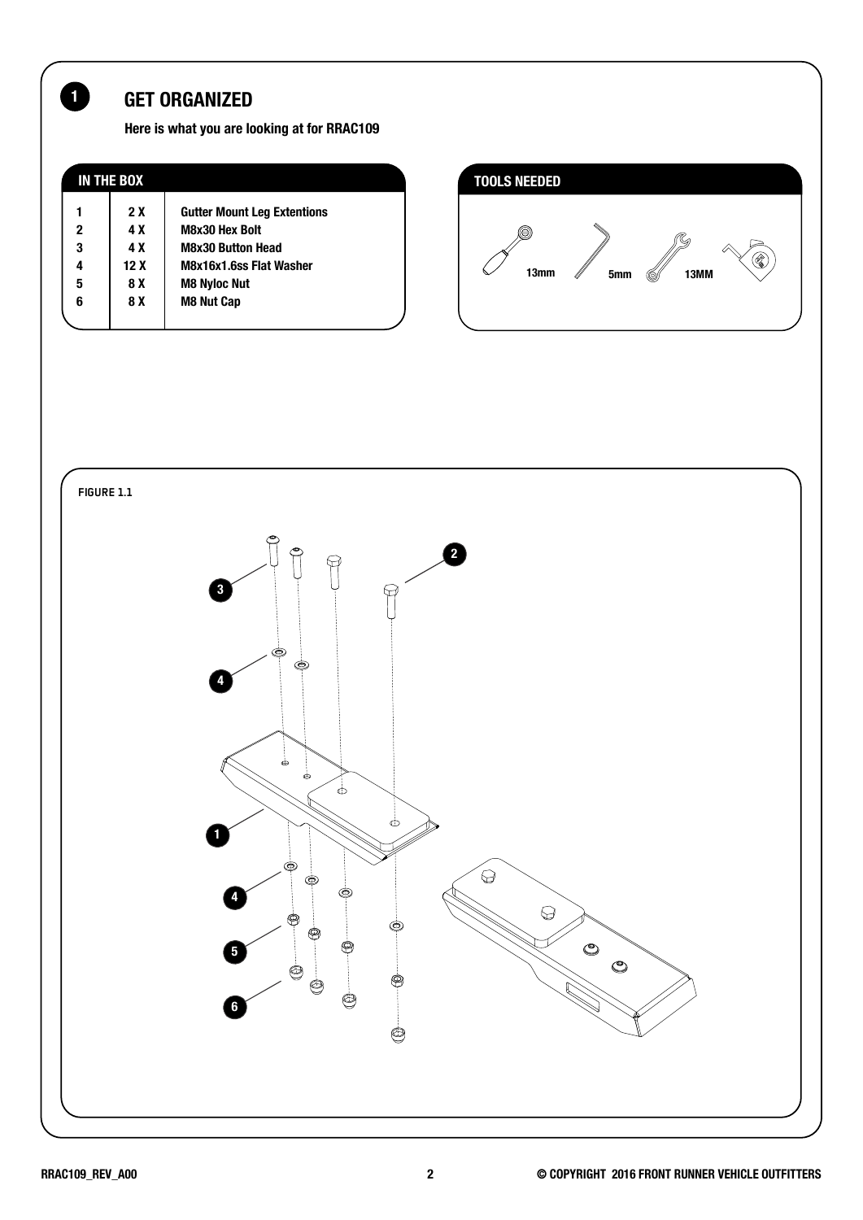## 1 GET ORGANIZED

**Here is what you are looking at for RRAC109**

### IN THE BOX

| | | |
|---|---|---|
| 1 | 2 X | Gutter Mount Leg Extentions |
| 2 | 4 X | M8x30 Hex Bolt |
| 3 | 4 X | M8x30 Button Head |
| 4 | 12 X | M8x16x1.6ss Flat Washer |
| 5 | 8 X | M8 Nyloc Nut |
| 6 | 8 X | M8 Nut Cap |

### TOOLS NEEDED

13mm | 5mm | 13MM

FIGURE 1.1

3 2 4 1 4 5 6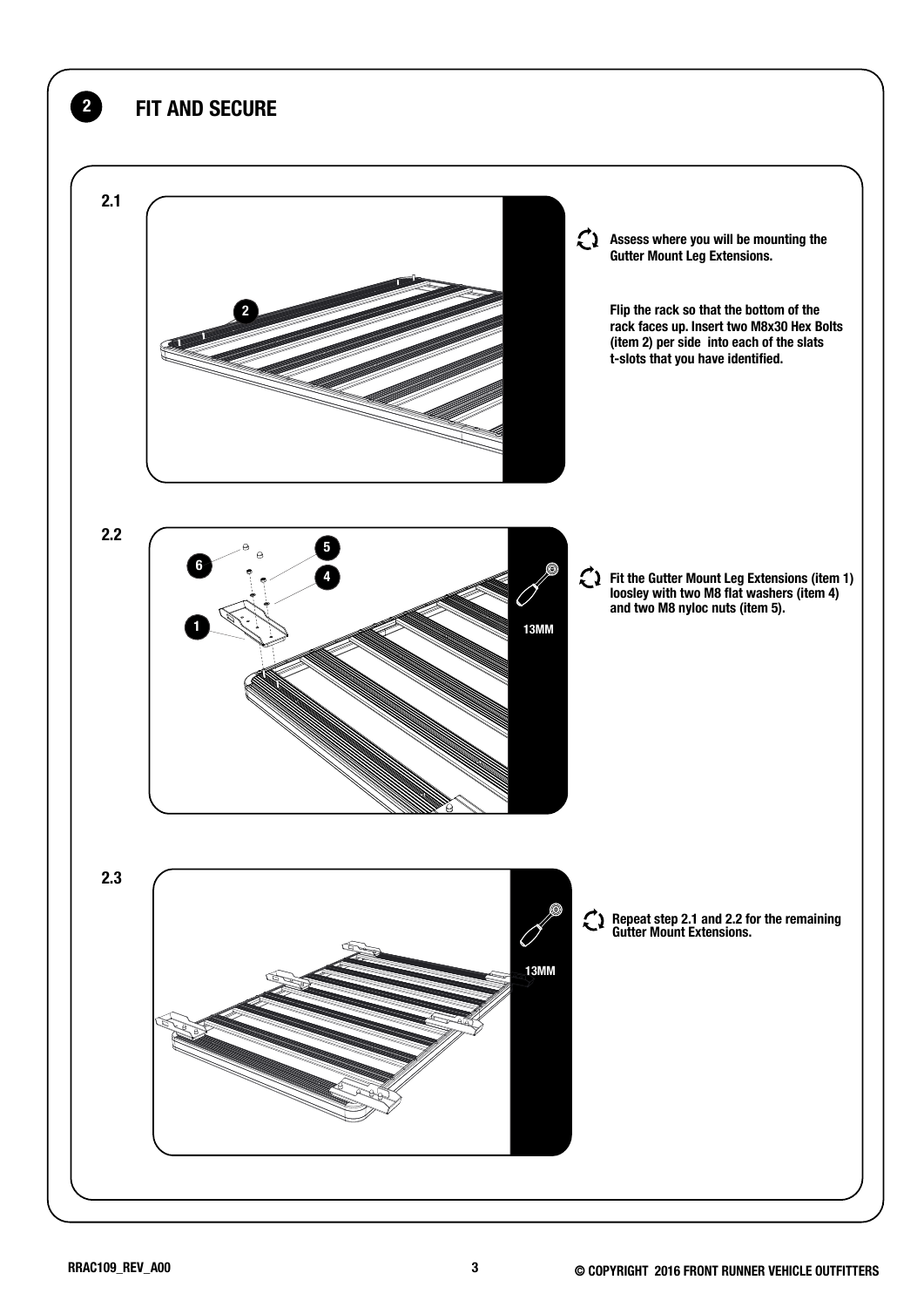## 2 FIT AND SECURE

### 2.1

Assess where you will be mounting the Gutter Mount Leg Extensions.

Flip the rack so that the bottom of the rack faces up. Insert two M8x30 Hex Bolts (item 2) per side into each of the slats t-slots that you have identified.

### 2.2

13MM

Fit the Gutter Mount Leg Extensions (item 1) loosley with two M8 flat washers (item 4) and two M8 nyloc nuts (item 5).

### 2.3

13MM

Repeat step 2.1 and 2.2 for the remaining Gutter Mount Extensions.

RRAC109_REV_A00

© COPYRIGHT 2016 FRONT RUNNER VEHICLE OUTFITTERS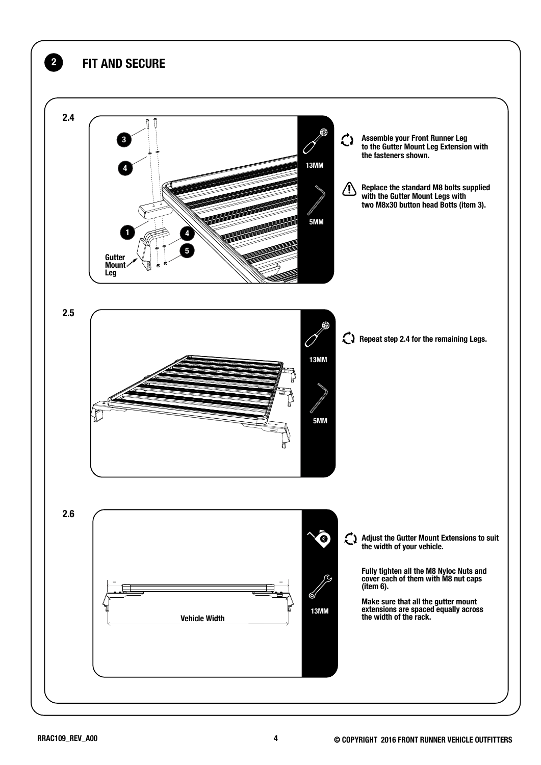## 2 FIT AND SECURE

**2.4**

3
4
1
4
5
Gutter Mount Leg

13MM
5MM

Assemble your Front Runner Leg to the Gutter Mount Leg Extension with the fasteners shown.

Replace the standard M8 bolts supplied with the Gutter Mount Legs with two M8x30 button head Botts (item 3).

**2.5**

13MM
5MM

Repeat step 2.4 for the remaining Legs.

**2.6**

Vehicle Width

13MM

Adjust the Gutter Mount Extensions to suit the width of your vehicle.

Fully tighten all the M8 Nyloc Nuts and cover each of them with M8 nut caps (item 6).

Make sure that all the gutter mount extensions are spaced equally across the width of the rack.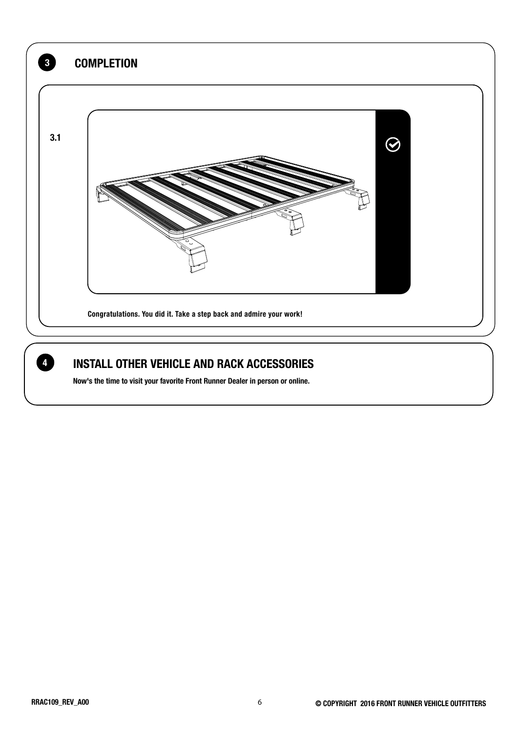## 3 COMPLETION

3.1

Congratulations. You did it. Take a step back and admire your work!

## 4 INSTALL OTHER VEHICLE AND RACK ACCESSORIES

Now's the time to visit your favorite Front Runner Dealer in person or online.